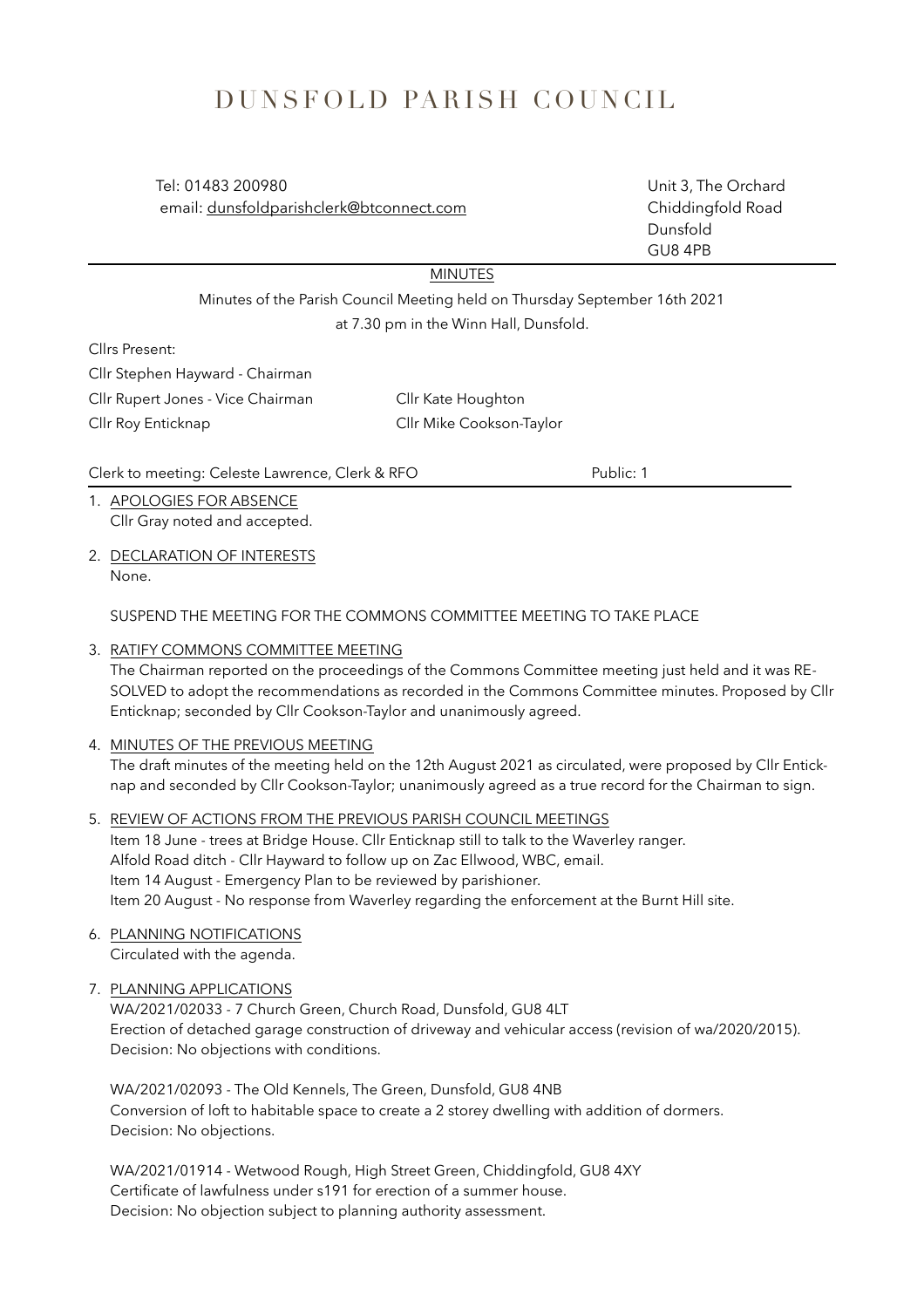# DUNSFOLD PARISH COUNCIL

Tel: 01483 200980
email: dunsfoldparishclerk@btconnect.com

Unit 3, The Orchard
Chiddingfold Road
Dunsfold
GU8 4PB

## MINUTES

Minutes of the Parish Council Meeting held on Thursday September 16th 2021
at 7.30 pm in the Winn Hall, Dunsfold.

Cllrs Present:

Cllr Stephen Hayward - Chairman
Cllr Rupert Jones - Vice Chairman
Cllr Kate Houghton
Cllr Roy Enticknap
Cllr Mike Cookson-Taylor

Clerk to meeting: Celeste Lawrence, Clerk & RFO

Public: 1

1. APOLOGIES FOR ABSENCE
   Cllr Gray noted and accepted.

2. DECLARATION OF INTERESTS
   None.

   SUSPEND THE MEETING FOR THE COMMONS COMMITTEE MEETING TO TAKE PLACE

3. RATIFY COMMONS COMMITTEE MEETING
   The Chairman reported on the proceedings of the Commons Committee meeting just held and it was RESOLVED to adopt the recommendations as recorded in the Commons Committee minutes. Proposed by Cllr Enticknap; seconded by Cllr Cookson-Taylor and unanimously agreed.

4. MINUTES OF THE PREVIOUS MEETING
   The draft minutes of the meeting held on the 12th August 2021 as circulated, were proposed by Cllr Enticknap and seconded by Cllr Cookson-Taylor; unanimously agreed as a true record for the Chairman to sign.

5. REVIEW OF ACTIONS FROM THE PREVIOUS PARISH COUNCIL MEETINGS
   Item 18 June - trees at Bridge House. Cllr Enticknap still to talk to the Waverley ranger.
   Alfold Road ditch - Cllr Hayward to follow up on Zac Ellwood, WBC, email.
   Item 14 August - Emergency Plan to be reviewed by parishioner.
   Item 20 August - No response from Waverley regarding the enforcement at the Burnt Hill site.

6. PLANNING NOTIFICATIONS
   Circulated with the agenda.

7. PLANNING APPLICATIONS
   WA/2021/02033 - 7 Church Green, Church Road, Dunsfold, GU8 4LT
   Erection of detached garage construction of driveway and vehicular access (revision of wa/2020/2015).
   Decision: No objections with conditions.

   WA/2021/02093 - The Old Kennels, The Green, Dunsfold, GU8 4NB
   Conversion of loft to habitable space to create a 2 storey dwelling with addition of dormers.
   Decision: No objections.

   WA/2021/01914 - Wetwood Rough, High Street Green, Chiddingfold, GU8 4XY
   Certificate of lawfulness under s191 for erection of a summer house.
   Decision: No objection subject to planning authority assessment.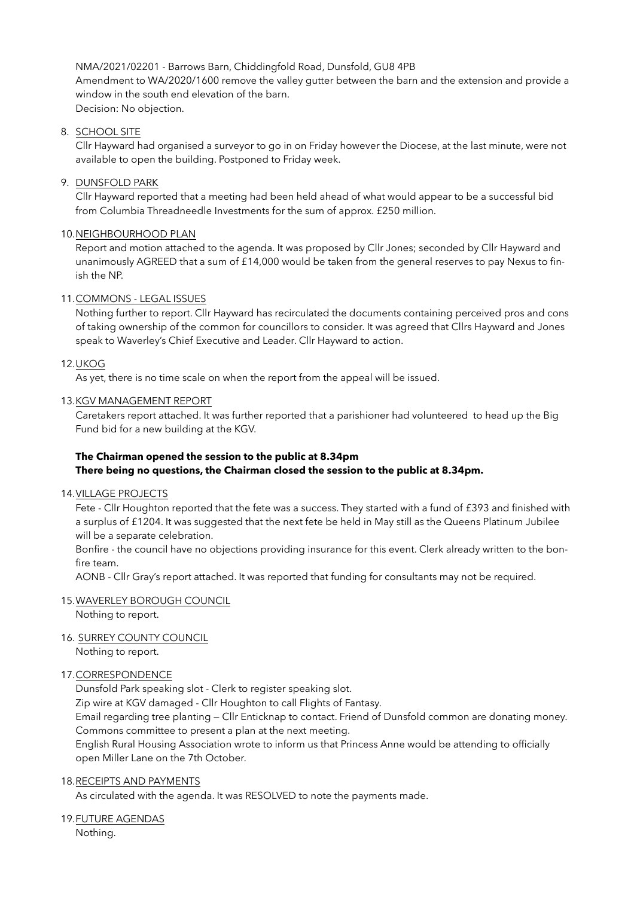NMA/2021/02201 - Barrows Barn, Chiddingfold Road, Dunsfold, GU8 4PB
Amendment to WA/2020/1600 remove the valley gutter between the barn and the extension and provide a window in the south end elevation of the barn.
Decision: No objection.

8. SCHOOL SITE
   Cllr Hayward had organised a surveyor to go in on Friday however the Diocese, at the last minute, were not available to open the building. Postponed to Friday week.

9. DUNSFOLD PARK
   Cllr Hayward reported that a meeting had been held ahead of what would appear to be a successful bid from Columbia Threadneedle Investments for the sum of approx. £250 million.

10. NEIGHBOURHOOD PLAN
    Report and motion attached to the agenda. It was proposed by Cllr Jones; seconded by Cllr Hayward and unanimously AGREED that a sum of £14,000 would be taken from the general reserves to pay Nexus to finish the NP.

11. COMMONS - LEGAL ISSUES
    Nothing further to report. Cllr Hayward has recirculated the documents containing perceived pros and cons of taking ownership of the common for councillors to consider. It was agreed that Cllrs Hayward and Jones speak to Waverley's Chief Executive and Leader. Cllr Hayward to action.

12. UKOG
    As yet, there is no time scale on when the report from the appeal will be issued.

13. KGV MANAGEMENT REPORT
    Caretakers report attached. It was further reported that a parishioner had volunteered to head up the Big Fund bid for a new building at the KGV.

**The Chairman opened the session to the public at 8.34pm**
**There being no questions, the Chairman closed the session to the public at 8.34pm.**

14. VILLAGE PROJECTS
    Fete - Cllr Houghton reported that the fete was a success. They started with a fund of £393 and finished with a surplus of £1204. It was suggested that the next fete be held in May still as the Queens Platinum Jubilee will be a separate celebration.
    Bonfire - the council have no objections providing insurance for this event. Clerk already written to the bonfire team.
    AONB - Cllr Gray's report attached. It was reported that funding for consultants may not be required.

15. WAVERLEY BOROUGH COUNCIL
    Nothing to report.

16. SURREY COUNTY COUNCIL
    Nothing to report.

17. CORRESPONDENCE
    Dunsfold Park speaking slot - Clerk to register speaking slot.
    Zip wire at KGV damaged - Cllr Houghton to call Flights of Fantasy.
    Email regarding tree planting — Cllr Enticknap to contact. Friend of Dunsfold common are donating money. Commons committee to present a plan at the next meeting.
    English Rural Housing Association wrote to inform us that Princess Anne would be attending to officially open Miller Lane on the 7th October.

18. RECEIPTS AND PAYMENTS
    As circulated with the agenda. It was RESOLVED to note the payments made.

19. FUTURE AGENDAS
    Nothing.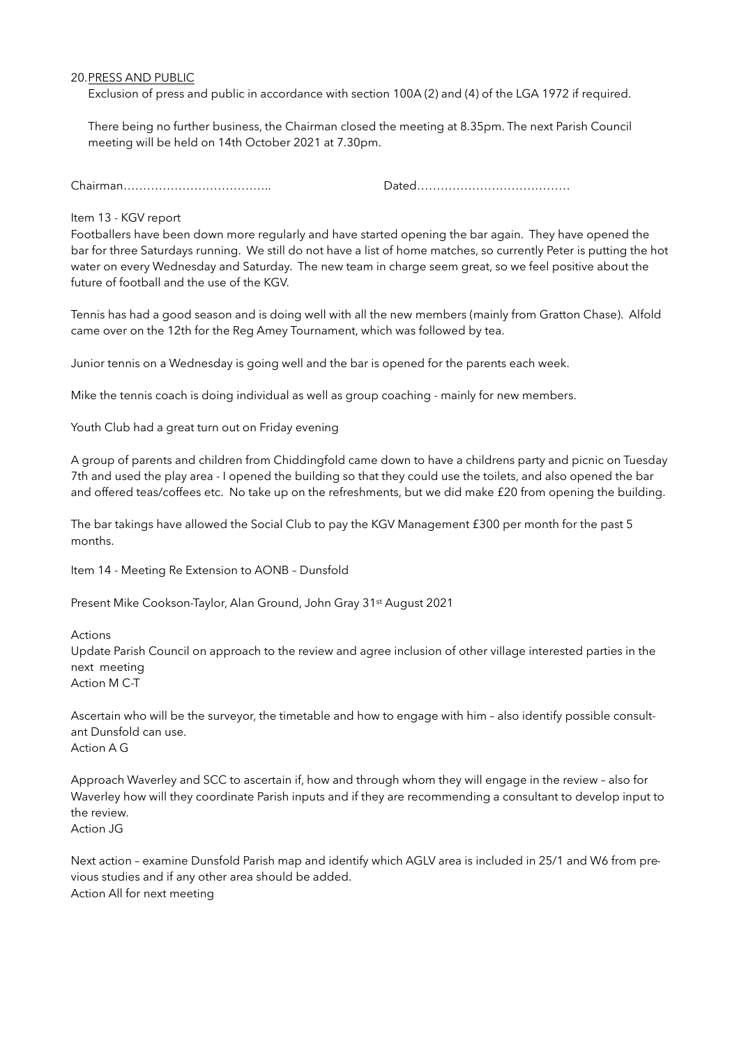20. <u>PRESS AND PUBLIC</u>

Exclusion of press and public in accordance with section 100A (2) and (4) of the LGA 1972 if required.

There being no further business, the Chairman closed the meeting at 8.35pm. The next Parish Council meeting will be held on 14th October 2021 at 7.30pm.

Chairman……………………………….. Dated…………………………………

Item 13 - KGV report

Footballers have been down more regularly and have started opening the bar again. They have opened the bar for three Saturdays running. We still do not have a list of home matches, so currently Peter is putting the hot water on every Wednesday and Saturday. The new team in charge seem great, so we feel positive about the future of football and the use of the KGV.

Tennis has had a good season and is doing well with all the new members (mainly from Gratton Chase). Alfold came over on the 12th for the Reg Amey Tournament, which was followed by tea.

Junior tennis on a Wednesday is going well and the bar is opened for the parents each week.

Mike the tennis coach is doing individual as well as group coaching - mainly for new members.

Youth Club had a great turn out on Friday evening

A group of parents and children from Chiddingfold came down to have a childrens party and picnic on Tuesday 7th and used the play area - I opened the building so that they could use the toilets, and also opened the bar and offered teas/coffees etc. No take up on the refreshments, but we did make £20 from opening the building.

The bar takings have allowed the Social Club to pay the KGV Management £300 per month for the past 5 months.

Item 14 - Meeting Re Extension to AONB – Dunsfold

Present Mike Cookson-Taylor, Alan Ground, John Gray 31st August 2021

Actions

Update Parish Council on approach to the review and agree inclusion of other village interested parties in the next meeting
Action M C-T

Ascertain who will be the surveyor, the timetable and how to engage with him – also identify possible consultant Dunsfold can use.
Action A G

Approach Waverley and SCC to ascertain if, how and through whom they will engage in the review – also for Waverley how will they coordinate Parish inputs and if they are recommending a consultant to develop input to the review.
Action JG

Next action – examine Dunsfold Parish map and identify which AGLV area is included in 25/1 and W6 from previous studies and if any other area should be added.
Action All for next meeting